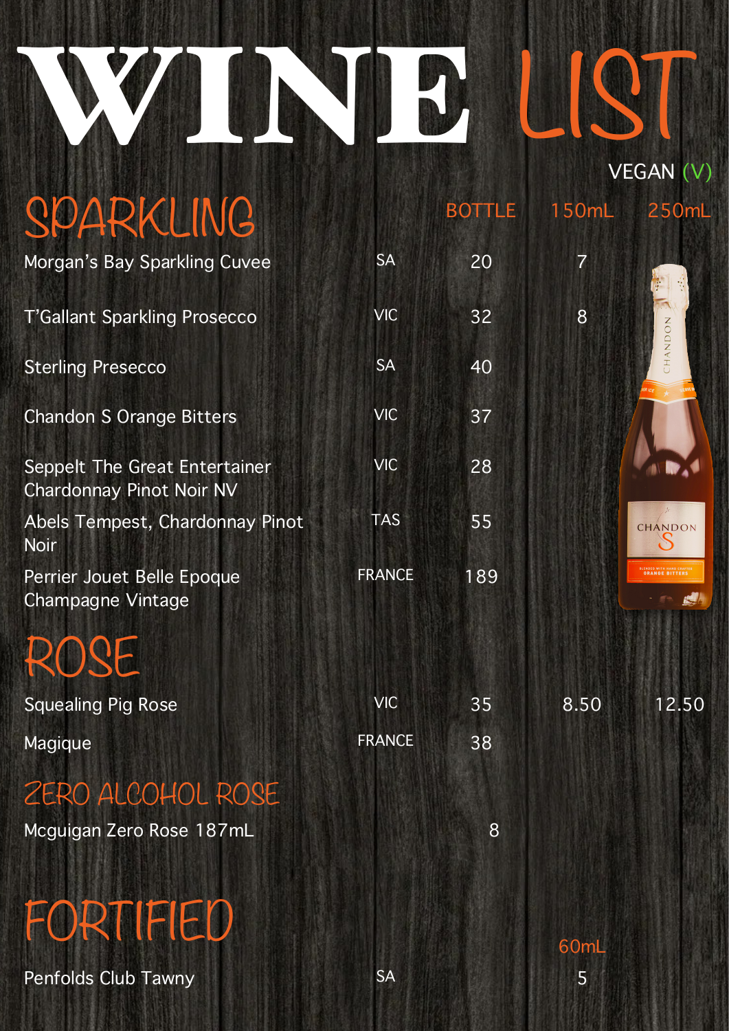# WINE LIST

VEGAN (V)

## SPARKLING

| | | BOTTLE | 150mL | 250mL |
|---|---|---|---|---|
| Morgan's Bay Sparkling Cuvee | SA | 20 | 7 | |
| T'Gallant Sparkling Prosecco | VIC | 32 | 8 | |
| Sterling Presecco | SA | 40 | | |
| Chandon S Orange Bitters | VIC | 37 | | |
| Seppelt The Great Entertainer Chardonnay Pinot Noir NV | VIC | 28 | | |
| Abels Tempest, Chardonnay Pinot Noir | TAS | 55 | | |
| Perrier Jouet Belle Epoque Champagne Vintage | FRANCE | 189 | | |

## ROSE

| | | BOTTLE | 150mL | 250mL |
|---|---|---|---|---|
| Squealing Pig Rose | VIC | 35 | 8.50 | 12.50 |
| Magique | FRANCE | 38 | | |

## ZERO ALCOHOL ROSE

| | | BOTTLE |
|---|---|---|
| Mcguigan Zero Rose 187mL | | 8 |

## FORTIFIED

| | | 60mL |
|---|---|---|
| Penfolds Club Tawny | SA | 5 |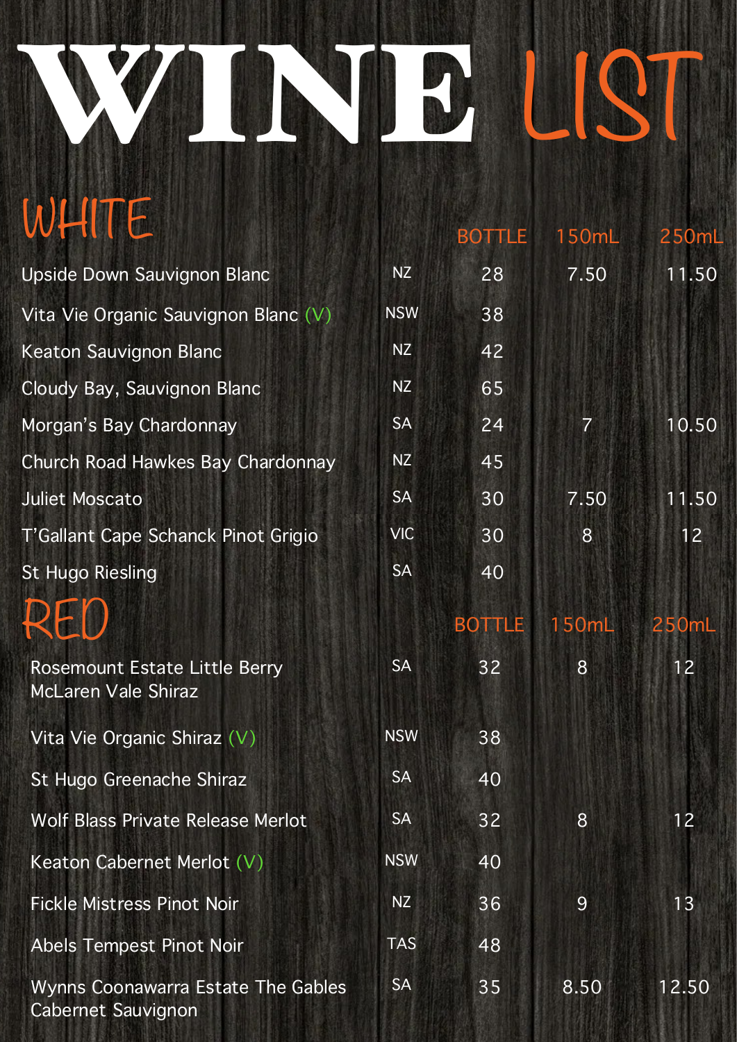# WINE LIST

## WHITE

| | | BOTTLE | 150mL | 250mL |
|---|---|---|---|---|
| Upside Down Sauvignon Blanc | NZ | 28 | 7.50 | 11.50 |
| Vita Vie Organic Sauvignon Blanc (V) | NSW | 38 | | |
| Keaton Sauvignon Blanc | NZ | 42 | | |
| Cloudy Bay, Sauvignon Blanc | NZ | 65 | | |
| Morgan's Bay Chardonnay | SA | 24 | 7 | 10.50 |
| Church Road Hawkes Bay Chardonnay | NZ | 45 | | |
| Juliet Moscato | SA | 30 | 7.50 | 11.50 |
| T'Gallant Cape Schanck Pinot Grigio | VIC | 30 | 8 | 12 |
| St Hugo Riesling | SA | 40 | | |

## RED

| | | BOTTLE | 150mL | 250mL |
|---|---|---|---|---|
| Rosemount Estate Little Berry McLaren Vale Shiraz | SA | 32 | 8 | 12 |
| Vita Vie Organic Shiraz (V) | NSW | 38 | | |
| St Hugo Greenache Shiraz | SA | 40 | | |
| Wolf Blass Private Release Merlot | SA | 32 | 8 | 12 |
| Keaton Cabernet Merlot (V) | NSW | 40 | | |
| Fickle Mistress Pinot Noir | NZ | 36 | 9 | 13 |
| Abels Tempest Pinot Noir | TAS | 48 | | |
| Wynns Coonawarra Estate The Gables Cabernet Sauvignon | SA | 35 | 8.50 | 12.50 |